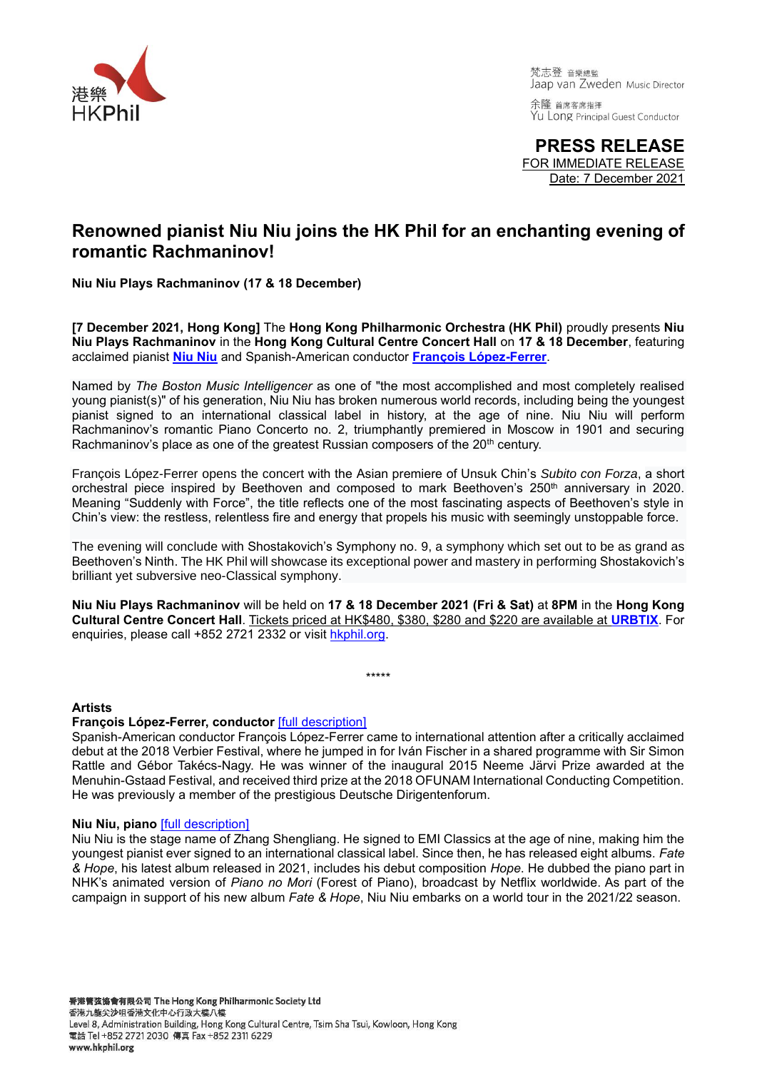港樂
HKPhil

梵志登 音樂總監
Jaap van Zweden Music Director

余隆 首席客席指揮
Yu Long Principal Guest Conductor

**PRESS RELEASE**
FOR IMMEDIATE RELEASE
Date: 7 December 2021

# Renowned pianist Niu Niu joins the HK Phil for an enchanting evening of romantic Rachmaninov!

**Niu Niu Plays Rachmaninov (17 & 18 December)**

**[7 December 2021, Hong Kong]** The **Hong Kong Philharmonic Orchestra (HK Phil)** proudly presents **Niu Niu Plays Rachmaninov** in the **Hong Kong Cultural Centre Concert Hall** on **17 & 18 December**, featuring acclaimed pianist **Niu Niu** and Spanish-American conductor **François López-Ferrer**.

Named by *The Boston Music Intelligencer* as one of "the most accomplished and most completely realised young pianist(s)" of his generation, Niu Niu has broken numerous world records, including being the youngest pianist signed to an international classical label in history, at the age of nine. Niu Niu will perform Rachmaninov's romantic Piano Concerto no. 2, triumphantly premiered in Moscow in 1901 and securing Rachmaninov's place as one of the greatest Russian composers of the 20th century.

François López-Ferrer opens the concert with the Asian premiere of Unsuk Chin's *Subito con Forza*, a short orchestral piece inspired by Beethoven and composed to mark Beethoven's 250th anniversary in 2020. Meaning "Suddenly with Force", the title reflects one of the most fascinating aspects of Beethoven's style in Chin's view: the restless, relentless fire and energy that propels his music with seemingly unstoppable force.

The evening will conclude with Shostakovich's Symphony no. 9, a symphony which set out to be as grand as Beethoven's Ninth. The HK Phil will showcase its exceptional power and mastery in performing Shostakovich's brilliant yet subversive neo-Classical symphony.

**Niu Niu Plays Rachmaninov** will be held on **17 & 18 December 2021 (Fri & Sat)** at **8PM** in the **Hong Kong Cultural Centre Concert Hall**. Tickets priced at HK$480, $380, $280 and $220 are available at **URBTIX**. For enquiries, please call +852 2721 2332 or visit hkphil.org.

\*\*\*\*\*

**Artists**

**François López-Ferrer, conductor** [full description]
Spanish-American conductor François López-Ferrer came to international attention after a critically acclaimed debut at the 2018 Verbier Festival, where he jumped in for Iván Fischer in a shared programme with Sir Simon Rattle and Gébor Takécs-Nagy. He was winner of the inaugural 2015 Neeme Järvi Prize awarded at the Menuhin-Gstaad Festival, and received third prize at the 2018 OFUNAM International Conducting Competition. He was previously a member of the prestigious Deutsche Dirigentenforum.

**Niu Niu, piano** [full description]
Niu Niu is the stage name of Zhang Shengliang. He signed to EMI Classics at the age of nine, making him the youngest pianist ever signed to an international classical label. Since then, he has released eight albums. *Fate & Hope*, his latest album released in 2021, includes his debut composition *Hope*. He dubbed the piano part in NHK's animated version of *Piano no Mori* (Forest of Piano), broadcast by Netflix worldwide. As part of the campaign in support of his new album *Fate & Hope*, Niu Niu embarks on a world tour in the 2021/22 season.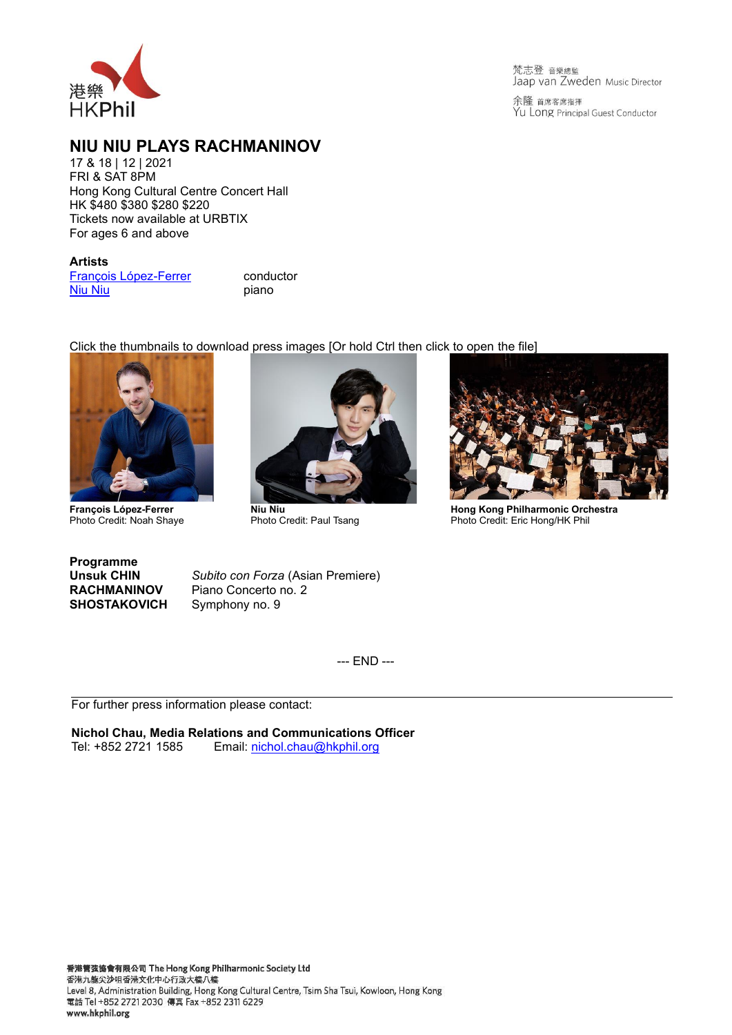# NIU NIU PLAYS RACHMANINOV

17 & 18 | 12 | 2021
FRI & SAT 8PM
Hong Kong Cultural Centre Concert Hall
HK $480 $380 $280 $220
Tickets now available at URBTIX
For ages 6 and above

**Artists**

| | |
|---|---|
| François López-Ferrer | conductor |
| Niu Niu | piano |

Click the thumbnails to download press images [Or hold Ctrl then click to open the file]

**François López-Ferrer**
Photo Credit: Noah Shaye

**Niu Niu**
Photo Credit: Paul Tsang

**Hong Kong Philharmonic Orchestra**
Photo Credit: Eric Hong/HK Phil

**Programme**

| | |
|---|---|
| **Unsuk CHIN** | *Subito con Forza* (Asian Premiere) |
| **RACHMANINOV** | Piano Concerto no. 2 |
| **SHOSTAKOVICH** | Symphony no. 9 |

--- END ---

For further press information please contact:

**Nichol Chau, Media Relations and Communications Officer**
Tel: +852 2721 1585 Email: nichol.chau@hkphil.org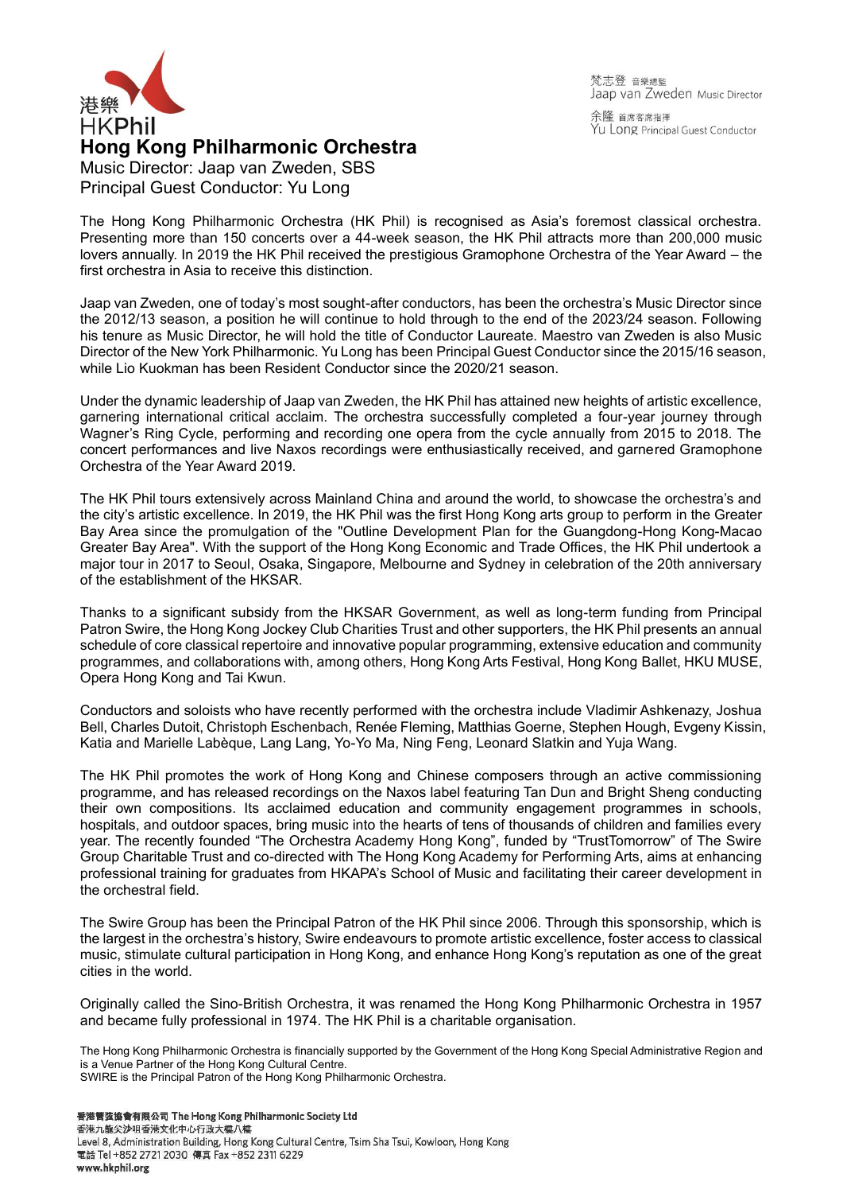港樂
HKPhil

梵志登 音樂總監
Jaap van Zweden Music Director

余隆 首席客席指揮
Yu Long Principal Guest Conductor

# Hong Kong Philharmonic Orchestra

Music Director: Jaap van Zweden, SBS
Principal Guest Conductor: Yu Long

The Hong Kong Philharmonic Orchestra (HK Phil) is recognised as Asia's foremost classical orchestra. Presenting more than 150 concerts over a 44-week season, the HK Phil attracts more than 200,000 music lovers annually. In 2019 the HK Phil received the prestigious Gramophone Orchestra of the Year Award – the first orchestra in Asia to receive this distinction.

Jaap van Zweden, one of today's most sought-after conductors, has been the orchestra's Music Director since the 2012/13 season, a position he will continue to hold through to the end of the 2023/24 season. Following his tenure as Music Director, he will hold the title of Conductor Laureate. Maestro van Zweden is also Music Director of the New York Philharmonic. Yu Long has been Principal Guest Conductor since the 2015/16 season, while Lio Kuokman has been Resident Conductor since the 2020/21 season.

Under the dynamic leadership of Jaap van Zweden, the HK Phil has attained new heights of artistic excellence, garnering international critical acclaim. The orchestra successfully completed a four-year journey through Wagner's Ring Cycle, performing and recording one opera from the cycle annually from 2015 to 2018. The concert performances and live Naxos recordings were enthusiastically received, and garnered Gramophone Orchestra of the Year Award 2019.

The HK Phil tours extensively across Mainland China and around the world, to showcase the orchestra's and the city's artistic excellence. In 2019, the HK Phil was the first Hong Kong arts group to perform in the Greater Bay Area since the promulgation of the "Outline Development Plan for the Guangdong-Hong Kong-Macao Greater Bay Area". With the support of the Hong Kong Economic and Trade Offices, the HK Phil undertook a major tour in 2017 to Seoul, Osaka, Singapore, Melbourne and Sydney in celebration of the 20th anniversary of the establishment of the HKSAR.

Thanks to a significant subsidy from the HKSAR Government, as well as long-term funding from Principal Patron Swire, the Hong Kong Jockey Club Charities Trust and other supporters, the HK Phil presents an annual schedule of core classical repertoire and innovative popular programming, extensive education and community programmes, and collaborations with, among others, Hong Kong Arts Festival, Hong Kong Ballet, HKU MUSE, Opera Hong Kong and Tai Kwun.

Conductors and soloists who have recently performed with the orchestra include Vladimir Ashkenazy, Joshua Bell, Charles Dutoit, Christoph Eschenbach, Renée Fleming, Matthias Goerne, Stephen Hough, Evgeny Kissin, Katia and Marielle Labèque, Lang Lang, Yo-Yo Ma, Ning Feng, Leonard Slatkin and Yuja Wang.

The HK Phil promotes the work of Hong Kong and Chinese composers through an active commissioning programme, and has released recordings on the Naxos label featuring Tan Dun and Bright Sheng conducting their own compositions. Its acclaimed education and community engagement programmes in schools, hospitals, and outdoor spaces, bring music into the hearts of tens of thousands of children and families every year. The recently founded "The Orchestra Academy Hong Kong", funded by "TrustTomorrow" of The Swire Group Charitable Trust and co-directed with The Hong Kong Academy for Performing Arts, aims at enhancing professional training for graduates from HKAPA's School of Music and facilitating their career development in the orchestral field.

The Swire Group has been the Principal Patron of the HK Phil since 2006. Through this sponsorship, which is the largest in the orchestra's history, Swire endeavours to promote artistic excellence, foster access to classical music, stimulate cultural participation in Hong Kong, and enhance Hong Kong's reputation as one of the great cities in the world.

Originally called the Sino-British Orchestra, it was renamed the Hong Kong Philharmonic Orchestra in 1957 and became fully professional in 1974. The HK Phil is a charitable organisation.

The Hong Kong Philharmonic Orchestra is financially supported by the Government of the Hong Kong Special Administrative Region and is a Venue Partner of the Hong Kong Cultural Centre.
SWIRE is the Principal Patron of the Hong Kong Philharmonic Orchestra.

**香港管弦協會有限公司 The Hong Kong Philharmonic Society Ltd**
香港九龍尖沙咀香港文化中心行政大樓八樓
Level 8, Administration Building, Hong Kong Cultural Centre, Tsim Sha Tsui, Kowloon, Hong Kong
電話 Tel +852 2721 2030 傳真 Fax +852 2311 6229
**www.hkphil.org**